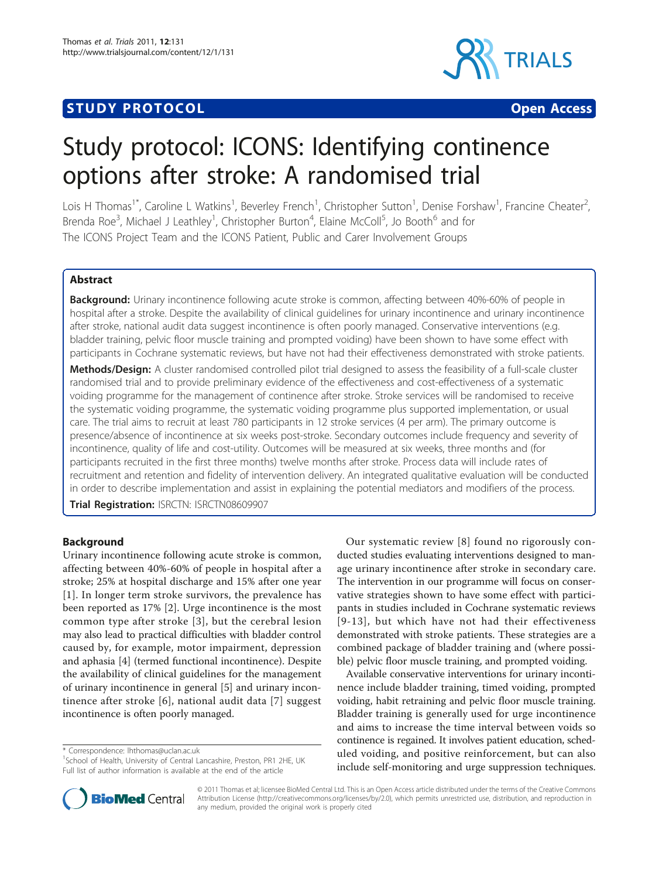**STUDY PROTOCOL** **Open Access**

# Study protocol: ICONS: Identifying continence options after stroke: A randomised trial

Lois H Thomas[1*], Caroline L Watkins[1], Beverley French[1], Christopher Sutton[1], Denise Forshaw[1], Francine Cheater[2], Brenda Roe[3], Michael J Leathley[1], Christopher Burton[4], Elaine McColl[5], Jo Booth[6] and for The ICONS Project Team and the ICONS Patient, Public and Carer Involvement Groups

## Abstract

**Background:** Urinary incontinence following acute stroke is common, affecting between 40%-60% of people in hospital after a stroke. Despite the availability of clinical guidelines for urinary incontinence and urinary incontinence after stroke, national audit data suggest incontinence is often poorly managed. Conservative interventions (e.g. bladder training, pelvic floor muscle training and prompted voiding) have been shown to have some effect with participants in Cochrane systematic reviews, but have not had their effectiveness demonstrated with stroke patients.

**Methods/Design:** A cluster randomised controlled pilot trial designed to assess the feasibility of a full-scale cluster randomised trial and to provide preliminary evidence of the effectiveness and cost-effectiveness of a systematic voiding programme for the management of continence after stroke. Stroke services will be randomised to receive the systematic voiding programme, the systematic voiding programme plus supported implementation, or usual care. The trial aims to recruit at least 780 participants in 12 stroke services (4 per arm). The primary outcome is presence/absence of incontinence at six weeks post-stroke. Secondary outcomes include frequency and severity of incontinence, quality of life and cost-utility. Outcomes will be measured at six weeks, three months and (for participants recruited in the first three months) twelve months after stroke. Process data will include rates of recruitment and retention and fidelity of intervention delivery. An integrated qualitative evaluation will be conducted in order to describe implementation and assist in explaining the potential mediators and modifiers of the process.

**Trial Registration:** ISRCTN: ISRCTN08609907

## Background

Urinary incontinence following acute stroke is common, affecting between 40%-60% of people in hospital after a stroke; 25% at hospital discharge and 15% after one year [1]. In longer term stroke survivors, the prevalence has been reported as 17% [2]. Urge incontinence is the most common type after stroke [3], but the cerebral lesion may also lead to practical difficulties with bladder control caused by, for example, motor impairment, depression and aphasia [4] (termed functional incontinence). Despite the availability of clinical guidelines for the management of urinary incontinence in general [5] and urinary incontinence after stroke [6], national audit data [7] suggest incontinence is often poorly managed.

Our systematic review [8] found no rigorously conducted studies evaluating interventions designed to manage urinary incontinence after stroke in secondary care. The intervention in our programme will focus on conservative strategies shown to have some effect with participants in studies included in Cochrane systematic reviews [9-13], but which have not had their effectiveness demonstrated with stroke patients. These strategies are a combined package of bladder training and (where possible) pelvic floor muscle training, and prompted voiding.

Available conservative interventions for urinary incontinence include bladder training, timed voiding, prompted voiding, habit retraining and pelvic floor muscle training. Bladder training is generally used for urge incontinence and aims to increase the time interval between voids so continence is regained. It involves patient education, scheduled voiding, and positive reinforcement, but can also include self-monitoring and urge suppression techniques.

\* Correspondence: lhthomas@uclan.ac.uk
[1]School of Health, University of Central Lancashire, Preston, PR1 2HE, UK
Full list of author information is available at the end of the article

© 2011 Thomas et al; licensee BioMed Central Ltd. This is an Open Access article distributed under the terms of the Creative Commons Attribution License (http://creativecommons.org/licenses/by/2.0), which permits unrestricted use, distribution, and reproduction in any medium, provided the original work is properly cited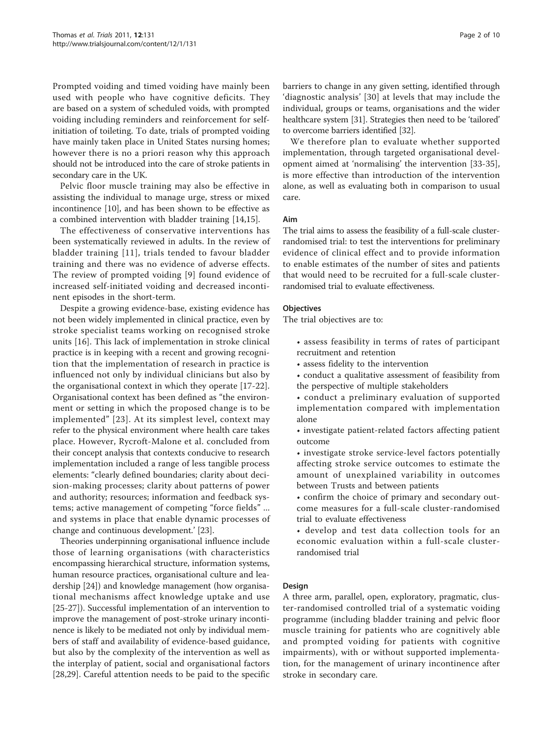Prompted voiding and timed voiding have mainly been used with people who have cognitive deficits. They are based on a system of scheduled voids, with prompted voiding including reminders and reinforcement for self-initiation of toileting. To date, trials of prompted voiding have mainly taken place in United States nursing homes; however there is no a priori reason why this approach should not be introduced into the care of stroke patients in secondary care in the UK.

Pelvic floor muscle training may also be effective in assisting the individual to manage urge, stress or mixed incontinence [10], and has been shown to be effective as a combined intervention with bladder training [14,15].

The effectiveness of conservative interventions has been systematically reviewed in adults. In the review of bladder training [11], trials tended to favour bladder training and there was no evidence of adverse effects. The review of prompted voiding [9] found evidence of increased self-initiated voiding and decreased incontinent episodes in the short-term.

Despite a growing evidence-base, existing evidence has not been widely implemented in clinical practice, even by stroke specialist teams working on recognised stroke units [16]. This lack of implementation in stroke clinical practice is in keeping with a recent and growing recognition that the implementation of research in practice is influenced not only by individual clinicians but also by the organisational context in which they operate [17-22]. Organisational context has been defined as "the environment or setting in which the proposed change is to be implemented" [23]. At its simplest level, context may refer to the physical environment where health care takes place. However, Rycroft-Malone et al. concluded from their concept analysis that contexts conducive to research implementation included a range of less tangible process elements: "clearly defined boundaries; clarity about decision-making processes; clarity about patterns of power and authority; resources; information and feedback systems; active management of competing "force fields" ... and systems in place that enable dynamic processes of change and continuous development.' [23].

Theories underpinning organisational influence include those of learning organisations (with characteristics encompassing hierarchical structure, information systems, human resource practices, organisational culture and leadership [24]) and knowledge management (how organisational mechanisms affect knowledge uptake and use [25-27]). Successful implementation of an intervention to improve the management of post-stroke urinary incontinence is likely to be mediated not only by individual members of staff and availability of evidence-based guidance, but also by the complexity of the intervention as well as the interplay of patient, social and organisational factors [28,29]. Careful attention needs to be paid to the specific barriers to change in any given setting, identified through 'diagnostic analysis' [30] at levels that may include the individual, groups or teams, organisations and the wider healthcare system [31]. Strategies then need to be 'tailored' to overcome barriers identified [32].

We therefore plan to evaluate whether supported implementation, through targeted organisational development aimed at 'normalising' the intervention [33-35], is more effective than introduction of the intervention alone, as well as evaluating both in comparison to usual care.

## Aim

The trial aims to assess the feasibility of a full-scale cluster-randomised trial: to test the interventions for preliminary evidence of clinical effect and to provide information to enable estimates of the number of sites and patients that would need to be recruited for a full-scale cluster-randomised trial to evaluate effectiveness.

## Objectives

The trial objectives are to:

- assess feasibility in terms of rates of participant recruitment and retention
- assess fidelity to the intervention
- conduct a qualitative assessment of feasibility from the perspective of multiple stakeholders
- conduct a preliminary evaluation of supported implementation compared with implementation alone
- investigate patient-related factors affecting patient outcome
- investigate stroke service-level factors potentially affecting stroke service outcomes to estimate the amount of unexplained variability in outcomes between Trusts and between patients
- confirm the choice of primary and secondary outcome measures for a full-scale cluster-randomised trial to evaluate effectiveness
- develop and test data collection tools for an economic evaluation within a full-scale cluster-randomised trial

## Design

A three arm, parallel, open, exploratory, pragmatic, cluster-randomised controlled trial of a systematic voiding programme (including bladder training and pelvic floor muscle training for patients who are cognitively able and prompted voiding for patients with cognitive impairments), with or without supported implementation, for the management of urinary incontinence after stroke in secondary care.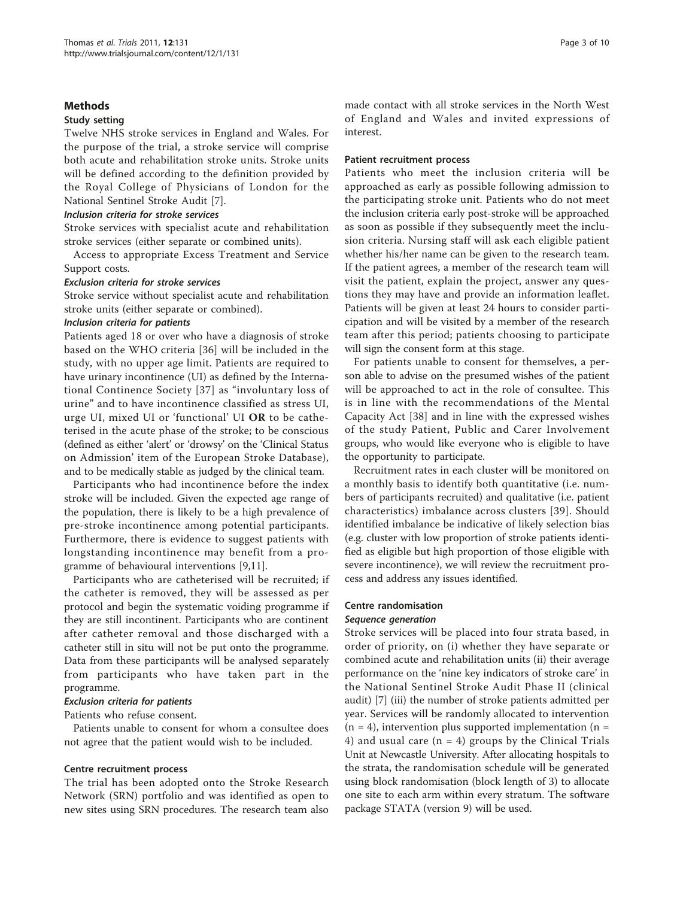## Methods

### Study setting

Twelve NHS stroke services in England and Wales. For the purpose of the trial, a stroke service will comprise both acute and rehabilitation stroke units. Stroke units will be defined according to the definition provided by the Royal College of Physicians of London for the National Sentinel Stroke Audit [7].

#### *Inclusion criteria for stroke services*

Stroke services with specialist acute and rehabilitation stroke services (either separate or combined units).

Access to appropriate Excess Treatment and Service Support costs.

#### *Exclusion criteria for stroke services*

Stroke service without specialist acute and rehabilitation stroke units (either separate or combined).

#### *Inclusion criteria for patients*

Patients aged 18 or over who have a diagnosis of stroke based on the WHO criteria [36] will be included in the study, with no upper age limit. Patients are required to have urinary incontinence (UI) as defined by the International Continence Society [37] as "involuntary loss of urine" and to have incontinence classified as stress UI, urge UI, mixed UI or 'functional' UI **OR** to be catheterised in the acute phase of the stroke; to be conscious (defined as either 'alert' or 'drowsy' on the 'Clinical Status on Admission' item of the European Stroke Database), and to be medically stable as judged by the clinical team.

Participants who had incontinence before the index stroke will be included. Given the expected age range of the population, there is likely to be a high prevalence of pre-stroke incontinence among potential participants. Furthermore, there is evidence to suggest patients with longstanding incontinence may benefit from a programme of behavioural interventions [9,11].

Participants who are catheterised will be recruited; if the catheter is removed, they will be assessed as per protocol and begin the systematic voiding programme if they are still incontinent. Participants who are continent after catheter removal and those discharged with a catheter still in situ will not be put onto the programme. Data from these participants will be analysed separately from participants who have taken part in the programme.

#### *Exclusion criteria for patients*

Patients who refuse consent.

Patients unable to consent for whom a consultee does not agree that the patient would wish to be included.

### Centre recruitment process

The trial has been adopted onto the Stroke Research Network (SRN) portfolio and was identified as open to new sites using SRN procedures. The research team also made contact with all stroke services in the North West of England and Wales and invited expressions of interest.

### Patient recruitment process

Patients who meet the inclusion criteria will be approached as early as possible following admission to the participating stroke unit. Patients who do not meet the inclusion criteria early post-stroke will be approached as soon as possible if they subsequently meet the inclusion criteria. Nursing staff will ask each eligible patient whether his/her name can be given to the research team. If the patient agrees, a member of the research team will visit the patient, explain the project, answer any questions they may have and provide an information leaflet. Patients will be given at least 24 hours to consider participation and will be visited by a member of the research team after this period; patients choosing to participate will sign the consent form at this stage.

For patients unable to consent for themselves, a person able to advise on the presumed wishes of the patient will be approached to act in the role of consultee. This is in line with the recommendations of the Mental Capacity Act [38] and in line with the expressed wishes of the study Patient, Public and Carer Involvement groups, who would like everyone who is eligible to have the opportunity to participate.

Recruitment rates in each cluster will be monitored on a monthly basis to identify both quantitative (i.e. numbers of participants recruited) and qualitative (i.e. patient characteristics) imbalance across clusters [39]. Should identified imbalance be indicative of likely selection bias (e.g. cluster with low proportion of stroke patients identified as eligible but high proportion of those eligible with severe incontinence), we will review the recruitment process and address any issues identified.

### Centre randomisation

#### *Sequence generation*

Stroke services will be placed into four strata based, in order of priority, on (i) whether they have separate or combined acute and rehabilitation units (ii) their average performance on the 'nine key indicators of stroke care' in the National Sentinel Stroke Audit Phase II (clinical audit) [7] (iii) the number of stroke patients admitted per year. Services will be randomly allocated to intervention ($n = 4$), intervention plus supported implementation ($n = 4$) and usual care ($n = 4$) groups by the Clinical Trials Unit at Newcastle University. After allocating hospitals to the strata, the randomisation schedule will be generated using block randomisation (block length of 3) to allocate one site to each arm within every stratum. The software package STATA (version 9) will be used.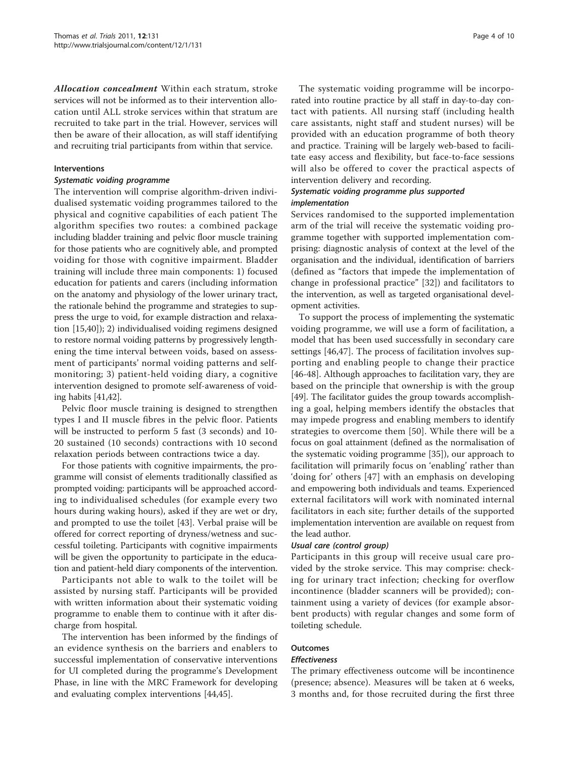***Allocation concealment*** Within each stratum, stroke services will not be informed as to their intervention allocation until ALL stroke services within that stratum are recruited to take part in the trial. However, services will then be aware of their allocation, as will staff identifying and recruiting trial participants from within that service.

### Interventions

#### *Systematic voiding programme*

The intervention will comprise algorithm-driven individualised systematic voiding programmes tailored to the physical and cognitive capabilities of each patient The algorithm specifies two routes: a combined package including bladder training and pelvic floor muscle training for those patients who are cognitively able, and prompted voiding for those with cognitive impairment. Bladder training will include three main components: 1) focused education for patients and carers (including information on the anatomy and physiology of the lower urinary tract, the rationale behind the programme and strategies to suppress the urge to void, for example distraction and relaxation [15,40]); 2) individualised voiding regimens designed to restore normal voiding patterns by progressively lengthening the time interval between voids, based on assessment of participants' normal voiding patterns and self-monitoring; 3) patient-held voiding diary, a cognitive intervention designed to promote self-awareness of voiding habits [41,42].

Pelvic floor muscle training is designed to strengthen types I and II muscle fibres in the pelvic floor. Patients will be instructed to perform 5 fast (3 seconds) and 10-20 sustained (10 seconds) contractions with 10 second relaxation periods between contractions twice a day.

For those patients with cognitive impairments, the programme will consist of elements traditionally classified as prompted voiding: participants will be approached according to individualised schedules (for example every two hours during waking hours), asked if they are wet or dry, and prompted to use the toilet [43]. Verbal praise will be offered for correct reporting of dryness/wetness and successful toileting. Participants with cognitive impairments will be given the opportunity to participate in the education and patient-held diary components of the intervention.

Participants not able to walk to the toilet will be assisted by nursing staff. Participants will be provided with written information about their systematic voiding programme to enable them to continue with it after discharge from hospital.

The intervention has been informed by the findings of an evidence synthesis on the barriers and enablers to successful implementation of conservative interventions for UI completed during the programme's Development Phase, in line with the MRC Framework for developing and evaluating complex interventions [44,45].

The systematic voiding programme will be incorporated into routine practice by all staff in day-to-day contact with patients. All nursing staff (including health care assistants, night staff and student nurses) will be provided with an education programme of both theory and practice. Training will be largely web-based to facilitate easy access and flexibility, but face-to-face sessions will also be offered to cover the practical aspects of intervention delivery and recording.

#### *Systematic voiding programme plus supported implementation*

Services randomised to the supported implementation arm of the trial will receive the systematic voiding programme together with supported implementation comprising: diagnostic analysis of context at the level of the organisation and the individual, identification of barriers (defined as "factors that impede the implementation of change in professional practice" [32]) and facilitators to the intervention, as well as targeted organisational development activities.

To support the process of implementing the systematic voiding programme, we will use a form of facilitation, a model that has been used successfully in secondary care settings [46,47]. The process of facilitation involves supporting and enabling people to change their practice [46-48]. Although approaches to facilitation vary, they are based on the principle that ownership is with the group [49]. The facilitator guides the group towards accomplishing a goal, helping members identify the obstacles that may impede progress and enabling members to identify strategies to overcome them [50]. While there will be a focus on goal attainment (defined as the normalisation of the systematic voiding programme [35]), our approach to facilitation will primarily focus on 'enabling' rather than 'doing for' others [47] with an emphasis on developing and empowering both individuals and teams. Experienced external facilitators will work with nominated internal facilitators in each site; further details of the supported implementation intervention are available on request from the lead author.

#### *Usual care (control group)*

Participants in this group will receive usual care provided by the stroke service. This may comprise: checking for urinary tract infection; checking for overflow incontinence (bladder scanners will be provided); containment using a variety of devices (for example absorbent products) with regular changes and some form of toileting schedule.

### Outcomes

#### *Effectiveness*

The primary effectiveness outcome will be incontinence (presence; absence). Measures will be taken at 6 weeks, 3 months and, for those recruited during the first three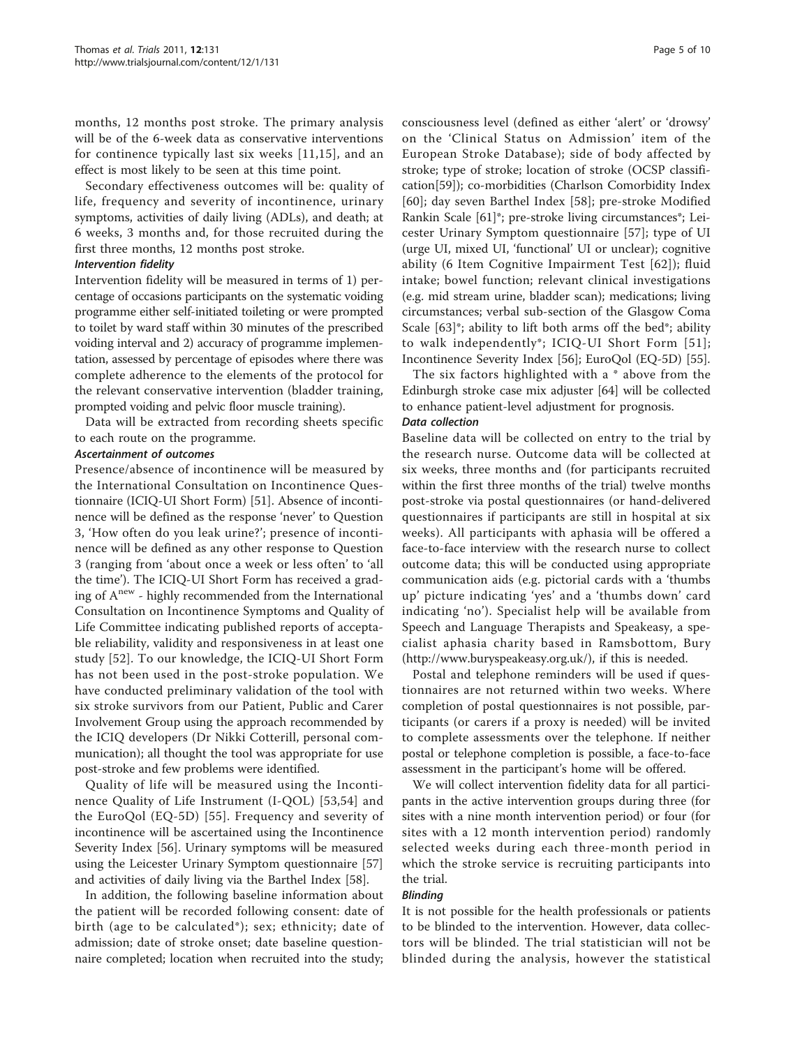months, 12 months post stroke. The primary analysis will be of the 6-week data as conservative interventions for continence typically last six weeks [11,15], and an effect is most likely to be seen at this time point.

Secondary effectiveness outcomes will be: quality of life, frequency and severity of incontinence, urinary symptoms, activities of daily living (ADLs), and death; at 6 weeks, 3 months and, for those recruited during the first three months, 12 months post stroke.

#### Intervention fidelity

Intervention fidelity will be measured in terms of 1) percentage of occasions participants on the systematic voiding programme either self-initiated toileting or were prompted to toilet by ward staff within 30 minutes of the prescribed voiding interval and 2) accuracy of programme implementation, assessed by percentage of episodes where there was complete adherence to the elements of the protocol for the relevant conservative intervention (bladder training, prompted voiding and pelvic floor muscle training).

Data will be extracted from recording sheets specific to each route on the programme.

#### Ascertainment of outcomes

Presence/absence of incontinence will be measured by the International Consultation on Incontinence Questionnaire (ICIQ-UI Short Form) [51]. Absence of incontinence will be defined as the response 'never' to Question 3, 'How often do you leak urine?'; presence of incontinence will be defined as any other response to Question 3 (ranging from 'about once a week or less often' to 'all the time'). The ICIQ-UI Short Form has received a grading of $A^{new}$ - highly recommended from the International Consultation on Incontinence Symptoms and Quality of Life Committee indicating published reports of acceptable reliability, validity and responsiveness in at least one study [52]. To our knowledge, the ICIQ-UI Short Form has not been used in the post-stroke population. We have conducted preliminary validation of the tool with six stroke survivors from our Patient, Public and Carer Involvement Group using the approach recommended by the ICIQ developers (Dr Nikki Cotterill, personal communication); all thought the tool was appropriate for use post-stroke and few problems were identified.

Quality of life will be measured using the Incontinence Quality of Life Instrument (I-QOL) [53,54] and the EuroQol (EQ-5D) [55]. Frequency and severity of incontinence will be ascertained using the Incontinence Severity Index [56]. Urinary symptoms will be measured using the Leicester Urinary Symptom questionnaire [57] and activities of daily living via the Barthel Index [58].

In addition, the following baseline information about the patient will be recorded following consent: date of birth (age to be calculated*); sex; ethnicity; date of admission; date of stroke onset; date baseline questionnaire completed; location when recruited into the study; consciousness level (defined as either 'alert' or 'drowsy' on the 'Clinical Status on Admission' item of the European Stroke Database); side of body affected by stroke; type of stroke; location of stroke (OCSP classification[59]); co-morbidities (Charlson Comorbidity Index [60]; day seven Barthel Index [58]; pre-stroke Modified Rankin Scale [61]*; pre-stroke living circumstances*; Leicester Urinary Symptom questionnaire [57]; type of UI (urge UI, mixed UI, 'functional' UI or unclear); cognitive ability (6 Item Cognitive Impairment Test [62]); fluid intake; bowel function; relevant clinical investigations (e.g. mid stream urine, bladder scan); medications; living circumstances; verbal sub-section of the Glasgow Coma Scale [63]*; ability to lift both arms off the bed*; ability to walk independently*; ICIQ-UI Short Form [51]; Incontinence Severity Index [56]; EuroQol (EQ-5D) [55].

The six factors highlighted with a * above from the Edinburgh stroke case mix adjuster [64] will be collected to enhance patient-level adjustment for prognosis.

#### Data collection

Baseline data will be collected on entry to the trial by the research nurse. Outcome data will be collected at six weeks, three months and (for participants recruited within the first three months of the trial) twelve months post-stroke via postal questionnaires (or hand-delivered questionnaires if participants are still in hospital at six weeks). All participants with aphasia will be offered a face-to-face interview with the research nurse to collect outcome data; this will be conducted using appropriate communication aids (e.g. pictorial cards with a 'thumbs up' picture indicating 'yes' and a 'thumbs down' card indicating 'no'). Specialist help will be available from Speech and Language Therapists and Speakeasy, a specialist aphasia charity based in Ramsbottom, Bury (http://www.buryspeakeasy.org.uk/), if this is needed.

Postal and telephone reminders will be used if questionnaires are not returned within two weeks. Where completion of postal questionnaires is not possible, participants (or carers if a proxy is needed) will be invited to complete assessments over the telephone. If neither postal or telephone completion is possible, a face-to-face assessment in the participant's home will be offered.

We will collect intervention fidelity data for all participants in the active intervention groups during three (for sites with a nine month intervention period) or four (for sites with a 12 month intervention period) randomly selected weeks during each three-month period in which the stroke service is recruiting participants into the trial.

#### Blinding

It is not possible for the health professionals or patients to be blinded to the intervention. However, data collectors will be blinded. The trial statistician will not be blinded during the analysis, however the statistical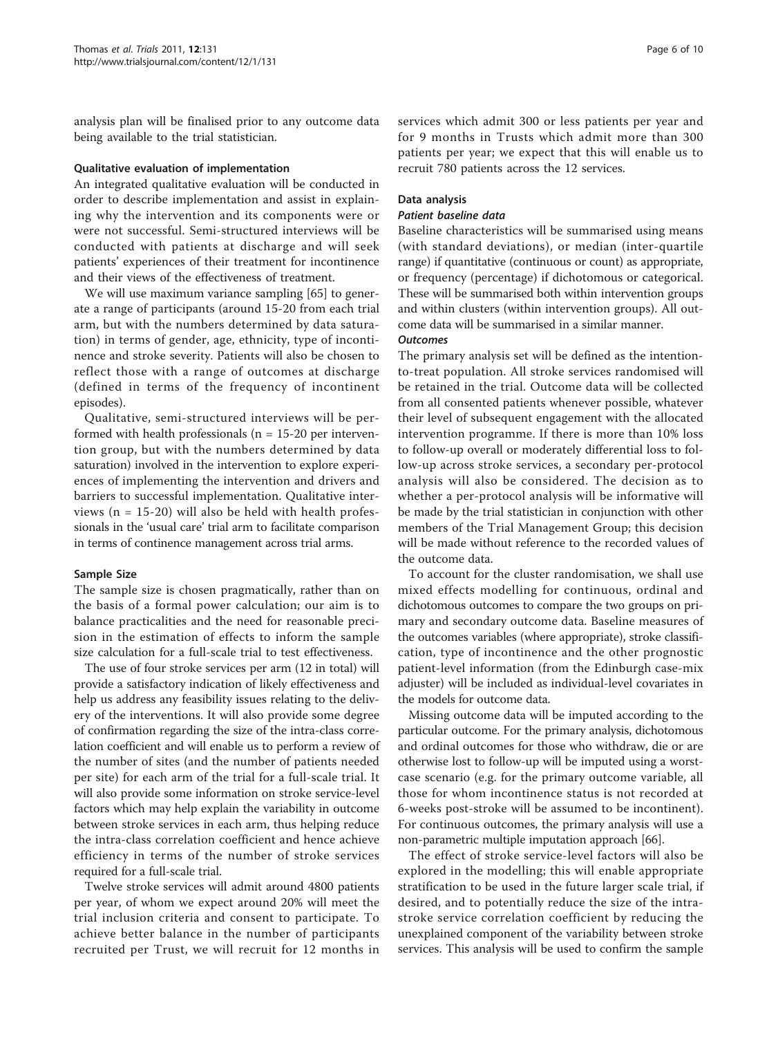analysis plan will be finalised prior to any outcome data being available to the trial statistician.

### Qualitative evaluation of implementation

An integrated qualitative evaluation will be conducted in order to describe implementation and assist in explaining why the intervention and its components were or were not successful. Semi-structured interviews will be conducted with patients at discharge and will seek patients' experiences of their treatment for incontinence and their views of the effectiveness of treatment.

We will use maximum variance sampling [65] to generate a range of participants (around 15-20 from each trial arm, but with the numbers determined by data saturation) in terms of gender, age, ethnicity, type of incontinence and stroke severity. Patients will also be chosen to reflect those with a range of outcomes at discharge (defined in terms of the frequency of incontinent episodes).

Qualitative, semi-structured interviews will be performed with health professionals (n = 15-20 per intervention group, but with the numbers determined by data saturation) involved in the intervention to explore experiences of implementing the intervention and drivers and barriers to successful implementation. Qualitative interviews (n = 15-20) will also be held with health professionals in the 'usual care' trial arm to facilitate comparison in terms of continence management across trial arms.

### Sample Size

The sample size is chosen pragmatically, rather than on the basis of a formal power calculation; our aim is to balance practicalities and the need for reasonable precision in the estimation of effects to inform the sample size calculation for a full-scale trial to test effectiveness.

The use of four stroke services per arm (12 in total) will provide a satisfactory indication of likely effectiveness and help us address any feasibility issues relating to the delivery of the interventions. It will also provide some degree of confirmation regarding the size of the intra-class correlation coefficient and will enable us to perform a review of the number of sites (and the number of patients needed per site) for each arm of the trial for a full-scale trial. It will also provide some information on stroke service-level factors which may help explain the variability in outcome between stroke services in each arm, thus helping reduce the intra-class correlation coefficient and hence achieve efficiency in terms of the number of stroke services required for a full-scale trial.

Twelve stroke services will admit around 4800 patients per year, of whom we expect around 20% will meet the trial inclusion criteria and consent to participate. To achieve better balance in the number of participants recruited per Trust, we will recruit for 12 months in services which admit 300 or less patients per year and for 9 months in Trusts which admit more than 300 patients per year; we expect that this will enable us to recruit 780 patients across the 12 services.

### Data analysis

#### *Patient baseline data*

Baseline characteristics will be summarised using means (with standard deviations), or median (inter-quartile range) if quantitative (continuous or count) as appropriate, or frequency (percentage) if dichotomous or categorical. These will be summarised both within intervention groups and within clusters (within intervention groups). All outcome data will be summarised in a similar manner.

#### *Outcomes*

The primary analysis set will be defined as the intention-to-treat population. All stroke services randomised will be retained in the trial. Outcome data will be collected from all consented patients whenever possible, whatever their level of subsequent engagement with the allocated intervention programme. If there is more than 10% loss to follow-up overall or moderately differential loss to follow-up across stroke services, a secondary per-protocol analysis will also be considered. The decision as to whether a per-protocol analysis will be informative will be made by the trial statistician in conjunction with other members of the Trial Management Group; this decision will be made without reference to the recorded values of the outcome data.

To account for the cluster randomisation, we shall use mixed effects modelling for continuous, ordinal and dichotomous outcomes to compare the two groups on primary and secondary outcome data. Baseline measures of the outcomes variables (where appropriate), stroke classification, type of incontinence and the other prognostic patient-level information (from the Edinburgh case-mix adjuster) will be included as individual-level covariates in the models for outcome data.

Missing outcome data will be imputed according to the particular outcome. For the primary analysis, dichotomous and ordinal outcomes for those who withdraw, die or are otherwise lost to follow-up will be imputed using a worst-case scenario (e.g. for the primary outcome variable, all those for whom incontinence status is not recorded at 6-weeks post-stroke will be assumed to be incontinent). For continuous outcomes, the primary analysis will use a non-parametric multiple imputation approach [66].

The effect of stroke service-level factors will also be explored in the modelling; this will enable appropriate stratification to be used in the future larger scale trial, if desired, and to potentially reduce the size of the intra-stroke service correlation coefficient by reducing the unexplained component of the variability between stroke services. This analysis will be used to confirm the sample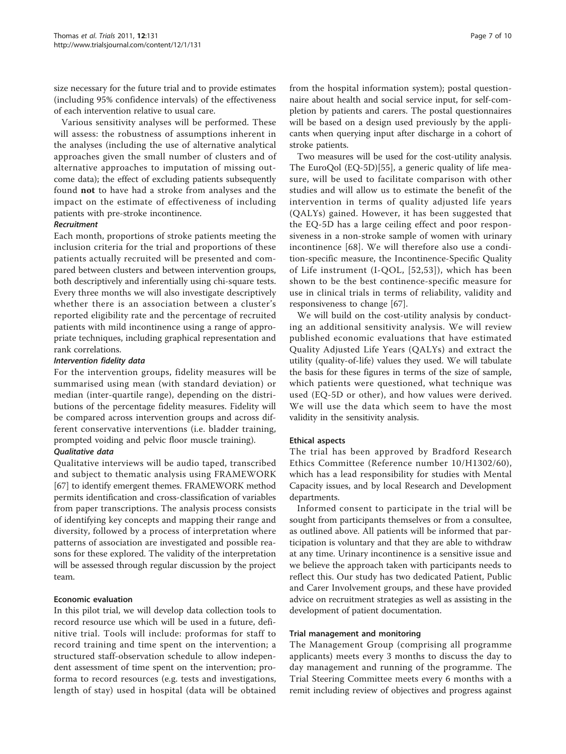size necessary for the future trial and to provide estimates (including 95% confidence intervals) of the effectiveness of each intervention relative to usual care.

Various sensitivity analyses will be performed. These will assess: the robustness of assumptions inherent in the analyses (including the use of alternative analytical approaches given the small number of clusters and of alternative approaches to imputation of missing outcome data); the effect of excluding patients subsequently found **not** to have had a stroke from analyses and the impact on the estimate of effectiveness of including patients with pre-stroke incontinence.

#### *Recruitment*

Each month, proportions of stroke patients meeting the inclusion criteria for the trial and proportions of these patients actually recruited will be presented and compared between clusters and between intervention groups, both descriptively and inferentially using chi-square tests. Every three months we will also investigate descriptively whether there is an association between a cluster's reported eligibility rate and the percentage of recruited patients with mild incontinence using a range of appropriate techniques, including graphical representation and rank correlations.

#### *Intervention fidelity data*

For the intervention groups, fidelity measures will be summarised using mean (with standard deviation) or median (inter-quartile range), depending on the distributions of the percentage fidelity measures. Fidelity will be compared across intervention groups and across different conservative interventions (i.e. bladder training, prompted voiding and pelvic floor muscle training).

#### *Qualitative data*

Qualitative interviews will be audio taped, transcribed and subject to thematic analysis using FRAMEWORK [67] to identify emergent themes. FRAMEWORK method permits identification and cross-classification of variables from paper transcriptions. The analysis process consists of identifying key concepts and mapping their range and diversity, followed by a process of interpretation where patterns of association are investigated and possible reasons for these explored. The validity of the interpretation will be assessed through regular discussion by the project team.

### Economic evaluation

In this pilot trial, we will develop data collection tools to record resource use which will be used in a future, definitive trial. Tools will include: proformas for staff to record training and time spent on the intervention; a structured staff-observation schedule to allow independent assessment of time spent on the intervention; proforma to record resources (e.g. tests and investigations, length of stay) used in hospital (data will be obtained from the hospital information system); postal questionnaire about health and social service input, for self-completion by patients and carers. The postal questionnaires will be based on a design used previously by the applicants when querying input after discharge in a cohort of stroke patients.

Two measures will be used for the cost-utility analysis. The EuroQol (EQ-5D)[55], a generic quality of life measure, will be used to facilitate comparison with other studies and will allow us to estimate the benefit of the intervention in terms of quality adjusted life years (QALYs) gained. However, it has been suggested that the EQ-5D has a large ceiling effect and poor responsiveness in a non-stroke sample of women with urinary incontinence [68]. We will therefore also use a condition-specific measure, the Incontinence-Specific Quality of Life instrument (I-QOL, [52,53]), which has been shown to be the best continence-specific measure for use in clinical trials in terms of reliability, validity and responsiveness to change [67].

We will build on the cost-utility analysis by conducting an additional sensitivity analysis. We will review published economic evaluations that have estimated Quality Adjusted Life Years (QALYs) and extract the utility (quality-of-life) values they used. We will tabulate the basis for these figures in terms of the size of sample, which patients were questioned, what technique was used (EQ-5D or other), and how values were derived. We will use the data which seem to have the most validity in the sensitivity analysis.

### Ethical aspects

The trial has been approved by Bradford Research Ethics Committee (Reference number 10/H1302/60), which has a lead responsibility for studies with Mental Capacity issues, and by local Research and Development departments.

Informed consent to participate in the trial will be sought from participants themselves or from a consultee, as outlined above. All patients will be informed that participation is voluntary and that they are able to withdraw at any time. Urinary incontinence is a sensitive issue and we believe the approach taken with participants needs to reflect this. Our study has two dedicated Patient, Public and Carer Involvement groups, and these have provided advice on recruitment strategies as well as assisting in the development of patient documentation.

### Trial management and monitoring

The Management Group (comprising all programme applicants) meets every 3 months to discuss the day to day management and running of the programme. The Trial Steering Committee meets every 6 months with a remit including review of objectives and progress against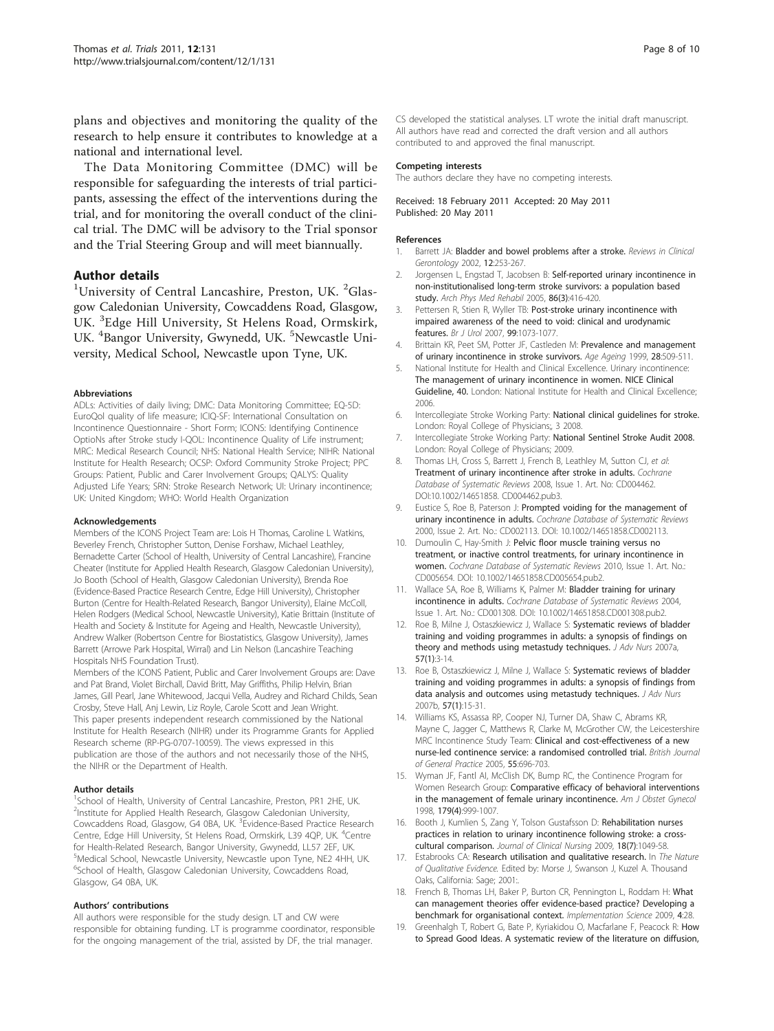plans and objectives and monitoring the quality of the research to help ensure it contributes to knowledge at a national and international level.

The Data Monitoring Committee (DMC) will be responsible for safeguarding the interests of trial participants, assessing the effect of the interventions during the trial, and for monitoring the overall conduct of the clinical trial. The DMC will be advisory to the Trial sponsor and the Trial Steering Group and will meet biannually.

## Author details

[1]University of Central Lancashire, Preston, UK. [2]Glasgow Caledonian University, Cowcaddens Road, Glasgow, UK. [3]Edge Hill University, St Helens Road, Ormskirk, UK. [4]Bangor University, Gwynedd, UK. [5]Newcastle University, Medical School, Newcastle upon Tyne, UK.

#### Abbreviations

ADLs: Activities of daily living; DMC: Data Monitoring Committee; EQ-5D: EuroQol quality of life measure; ICIQ-SF: International Consultation on Incontinence Questionnaire - Short Form; ICONS: Identifying Continence OptioNs after Stroke study I-QOL: Incontinence Quality of Life instrument; MRC: Medical Research Council; NHS: National Health Service; NIHR: National Institute for Health Research; OCSP: Oxford Community Stroke Project; PPC Groups: Patient, Public and Carer Involvement Groups; QALYS: Quality Adjusted Life Years; SRN: Stroke Research Network; UI: Urinary incontinence; UK: United Kingdom; WHO: World Health Organization

#### Acknowledgements

Members of the ICONS Project Team are: Lois H Thomas, Caroline L Watkins, Beverley French, Christopher Sutton, Denise Forshaw, Michael Leathley, Bernadette Carter (School of Health, University of Central Lancashire), Francine Cheater (Institute for Applied Health Research, Glasgow Caledonian University), Jo Booth (School of Health, Glasgow Caledonian University), Brenda Roe (Evidence-Based Practice Research Centre, Edge Hill University), Christopher Burton (Centre for Health-Related Research, Bangor University), Elaine McColl, Helen Rodgers (Medical School, Newcastle University), Katie Brittain (Institute of Health and Society & Institute for Ageing and Health, Newcastle University), Andrew Walker (Robertson Centre for Biostatistics, Glasgow University), James Barrett (Arrowe Park Hospital, Wirral) and Lin Nelson (Lancashire Teaching Hospitals NHS Foundation Trust).

Members of the ICONS Patient, Public and Carer Involvement Groups are: Dave and Pat Brand, Violet Birchall, David Britt, May Griffiths, Philip Helvin, Brian James, Gill Pearl, Jane Whitewood, Jacqui Vella, Audrey and Richard Childs, Sean Crosby, Steve Hall, Anj Lewin, Liz Royle, Carole Scott and Jean Wright.

This paper presents independent research commissioned by the National Institute for Health Research (NIHR) under its Programme Grants for Applied Research scheme (RP-PG-0707-10059). The views expressed in this publication are those of the authors and not necessarily those of the NHS, the NIHR or the Department of Health.

#### Author details

[1]School of Health, University of Central Lancashire, Preston, PR1 2HE, UK. [2]Institute for Applied Health Research, Glasgow Caledonian University, Cowcaddens Road, Glasgow, G4 0BA, UK. [3]Evidence-Based Practice Research Centre, Edge Hill University, St Helens Road, Ormskirk, L39 4QP, UK. [4]Centre for Health-Related Research, Bangor University, Gwynedd, LL57 2EF, UK. [5]Medical School, Newcastle University, Newcastle upon Tyne, NE2 4HH, UK. [6]School of Health, Glasgow Caledonian University, Cowcaddens Road, Glasgow, G4 0BA, UK.

#### Authors' contributions

All authors were responsible for the study design. LT and CW were responsible for obtaining funding. LT is programme coordinator, responsible for the ongoing management of the trial, assisted by DF, the trial manager. CS developed the statistical analyses. LT wrote the initial draft manuscript. All authors have read and corrected the draft version and all authors contributed to and approved the final manuscript.

#### Competing interests

The authors declare they have no competing interests.

Received: 18 February 2011 Accepted: 20 May 2011
Published: 20 May 2011

#### References

1. Barrett JA: **Bladder and bowel problems after a stroke.** *Reviews in Clinical Gerontology* 2002, **12**:253-267.
2. Jorgensen L, Engstad T, Jacobsen B: **Self-reported urinary incontinence in non-institutionalised long-term stroke survivors: a population based study.** *Arch Phys Med Rehabil* 2005, **86(3)**:416-420.
3. Pettersen R, Stien R, Wyller TB: **Post-stroke urinary incontinence with impaired awareness of the need to void: clinical and urodynamic features.** *Br J Urol* 2007, **99**:1073-1077.
4. Brittain KR, Peet SM, Potter JF, Castleden M: **Prevalence and management of urinary incontinence in stroke survivors.** *Age Ageing* 1999, **28**:509-511.
5. National Institute for Health and Clinical Excellence. Urinary incontinence: **The management of urinary incontinence in women. NICE Clinical Guideline, 40.** London: National Institute for Health and Clinical Excellence; 2006.
6. Intercollegiate Stroke Working Party: **National clinical guidelines for stroke.** London: Royal College of Physicians;, 3 2008.
7. Intercollegiate Stroke Working Party: **National Sentinel Stroke Audit 2008.** London: Royal College of Physicians; 2009.
8. Thomas LH, Cross S, Barrett J, French B, Leathley M, Sutton CJ, *et al*: **Treatment of urinary incontinence after stroke in adults.** *Cochrane Database of Systematic Reviews* 2008, Issue 1. Art. No: CD004462. DOI:10.1002/14651858. CD004462.pub3.
9. Eustice S, Roe B, Paterson J: **Prompted voiding for the management of urinary incontinence in adults.** *Cochrane Database of Systematic Reviews* 2000, Issue 2. Art. No.: CD002113. DOI: 10.1002/14651858.CD002113.
10. Dumoulin C, Hay-Smith J: **Pelvic floor muscle training versus no treatment, or inactive control treatments, for urinary incontinence in women.** *Cochrane Database of Systematic Reviews* 2010, Issue 1. Art. No.: CD005654. DOI: 10.1002/14651858.CD005654.pub2.
11. Wallace SA, Roe B, Williams K, Palmer M: **Bladder training for urinary incontinence in adults.** *Cochrane Database of Systematic Reviews* 2004, Issue 1. Art. No.: CD001308. DOI: 10.1002/14651858.CD001308.pub2.
12. Roe B, Milne J, Ostaszkiewicz J, Wallace S: **Systematic reviews of bladder training and voiding programmes in adults: a synopsis of findings on theory and methods using metastudy techniques.** *J Adv Nurs* 2007a, **57(1)**:3-14.
13. Roe B, Ostaszkiewicz J, Milne J, Wallace S: **Systematic reviews of bladder training and voiding programmes in adults: a synopsis of findings from data analysis and outcomes using metastudy techniques.** *J Adv Nurs* 2007b, **57(1)**:15-31.
14. Williams KS, Assassa RP, Cooper NJ, Turner DA, Shaw C, Abrams KR, Mayne C, Jagger C, Matthews R, Clarke M, McGrother CW, the Leicestershire MRC Incontinence Study Team: **Clinical and cost-effectiveness of a new nurse-led continence service: a randomised controlled trial.** *British Journal of General Practice* 2005, **55**:696-703.
15. Wyman JF, Fantl AI, McClish DK, Bump RC, the Continence Program for Women Research Group: **Comparative efficacy of behavioral interventions in the management of female urinary incontinence.** *Am J Obstet Gynecol* 1998, **179(4)**:999-1007.
16. Booth J, Kumlien S, Zang Y, Tolson Gustafsson D: **Rehabilitation nurses practices in relation to urinary incontinence following stroke: a cross-cultural comparison.** *Journal of Clinical Nursing* 2009, **18(7)**:1049-58.
17. Estabrooks CA: **Research utilisation and qualitative research.** In *The Nature of Qualitative Evidence.* Edited by: Morse J, Swanson J, Kuzel A. Thousand Oaks, California: Sage; 2001:.
18. French B, Thomas LH, Baker P, Burton CR, Pennington L, Roddam H: **What can management theories offer evidence-based practice? Developing a benchmark for organisational context.** *Implementation Science* 2009, **4**:28.
19. Greenhalgh T, Robert G, Bate P, Kyriakidou O, Macfarlane F, Peacock R: **How to Spread Good Ideas. A systematic review of the literature on diffusion,**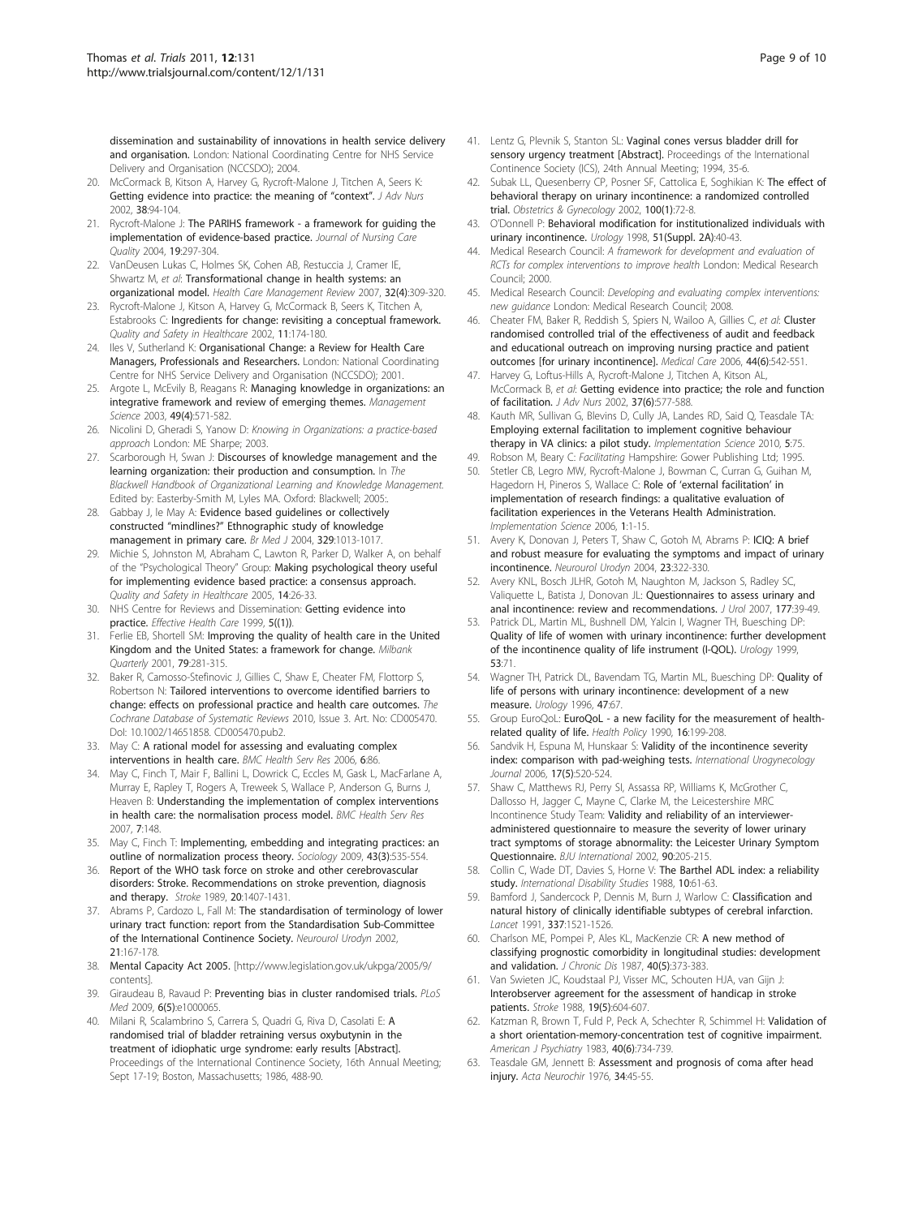dissemination and sustainability of innovations in health service delivery and organisation. London: National Coordinating Centre for NHS Service Delivery and Organisation (NCCSDO); 2004.

20. McCormack B, Kitson A, Harvey G, Rycroft-Malone J, Titchen A, Seers K: Getting evidence into practice: the meaning of "context". *J Adv Nurs* 2002, **38**:94-104.
21. Rycroft-Malone J: The PARIHS framework - a framework for guiding the implementation of evidence-based practice. *Journal of Nursing Care Quality* 2004, **19**:297-304.
22. VanDeusen Lukas C, Holmes SK, Cohen AB, Restuccia J, Cramer IE, Shwartz M, *et al*: Transformational change in health systems: an organizational model. *Health Care Management Review* 2007, **32(4)**:309-320.
23. Rycroft-Malone J, Kitson A, Harvey G, McCormack B, Seers K, Titchen A, Estabrooks C: Ingredients for change: revisiting a conceptual framework. *Quality and Safety in Healthcare* 2002, **11**:174-180.
24. Iles V, Sutherland K: Organisational Change: a Review for Health Care Managers, Professionals and Researchers. London: National Coordinating Centre for NHS Service Delivery and Organisation (NCCSDO); 2001.
25. Argote L, McEvily B, Reagans R: Managing knowledge in organizations: an integrative framework and review of emerging themes. *Management Science* 2003, **49(4)**:571-582.
26. Nicolini D, Gheradi S, Yanow D: *Knowing in Organizations: a practice-based approach* London: ME Sharpe; 2003.
27. Scarborough H, Swan J: Discourses of knowledge management and the learning organization: their production and consumption. In *The Blackwell Handbook of Organizational Learning and Knowledge Management.* Edited by: Easterby-Smith M, Lyles MA. Oxford: Blackwell; 2005:.
28. Gabbay J, le May A: Evidence based guidelines or collectively constructed "mindlines?" Ethnographic study of knowledge management in primary care. *Br Med J* 2004, **329**:1013-1017.
29. Michie S, Johnston M, Abraham C, Lawton R, Parker D, Walker A, on behalf of the "Psychological Theory" Group: Making psychological theory useful for implementing evidence based practice: a consensus approach. *Quality and Safety in Healthcare* 2005, **14**:26-33.
30. NHS Centre for Reviews and Dissemination: Getting evidence into practice. *Effective Health Care* 1999, **5((1))**.
31. Ferlie EB, Shortell SM: Improving the quality of health care in the United Kingdom and the United States: a framework for change. *Milbank Quarterly* 2001, **79**:281-315.
32. Baker R, Camosso-Stefinovic J, Gillies C, Shaw E, Cheater FM, Flottorp S, Robertson N: Tailored interventions to overcome identified barriers to change: effects on professional practice and health care outcomes. *The Cochrane Database of Systematic Reviews* 2010, Issue 3. Art. No: CD005470. DoI: 10.1002/14651858. CD005470.pub2.
33. May C: A rational model for assessing and evaluating complex interventions in health care. *BMC Health Serv Res* 2006, **6**:86.
34. May C, Finch T, Mair F, Ballini L, Dowrick C, Eccles M, Gask L, MacFarlane A, Murray E, Rapley T, Rogers A, Treweek S, Wallace P, Anderson G, Burns J, Heaven B: Understanding the implementation of complex interventions in health care: the normalisation process model. *BMC Health Serv Res* 2007, **7**:148.
35. May C, Finch T: Implementing, embedding and integrating practices: an outline of normalization process theory. *Sociology* 2009, **43(3)**:535-554.
36. Report of the WHO task force on stroke and other cerebrovascular disorders: Stroke. Recommendations on stroke prevention, diagnosis and therapy. *Stroke* 1989, **20**:1407-1431.
37. Abrams P, Cardozo L, Fall M: The standardisation of terminology of lower urinary tract function: report from the Standardisation Sub-Committee of the International Continence Society. *Neurourol Urodyn* 2002, **21**:167-178.
38. Mental Capacity Act 2005. [http://www.legislation.gov.uk/ukpga/2005/9/contents].
39. Giraudeau B, Ravaud P: Preventing bias in cluster randomised trials. *PLoS Med* 2009, **6(5)**:e1000065.
40. Milani R, Scalambrino S, Carrera S, Quadri G, Riva D, Casolati E: A randomised trial of bladder retraining versus oxybutynin in the treatment of idiopathic urge syndrome: early results [Abstract]. Proceedings of the International Continence Society, 16th Annual Meeting; Sept 17-19; Boston, Massachusetts; 1986, 488-90.
41. Lentz G, Plevnik S, Stanton SL: Vaginal cones versus bladder drill for sensory urgency treatment [Abstract]. Proceedings of the International Continence Society (ICS), 24th Annual Meeting; 1994, 35-6.
42. Subak LL, Quesenberry CP, Posner SF, Cattolica E, Soghikian K: The effect of behavioral therapy on urinary incontinence: a randomized controlled trial. *Obstetrics & Gynecology* 2002, **100(1)**:72-8.
43. O'Donnell P: Behavioral modification for institutionalized individuals with urinary incontinence. *Urology* 1998, **51(Suppl. 2A)**:40-43.
44. Medical Research Council: *A framework for development and evaluation of RCTs for complex interventions to improve health* London: Medical Research Council; 2000.
45. Medical Research Council: *Developing and evaluating complex interventions: new guidance* London: Medical Research Council; 2008.
46. Cheater FM, Baker R, Reddish S, Spiers N, Wailoo A, Gillies C, *et al*: Cluster randomised controlled trial of the effectiveness of audit and feedback and educational outreach on improving nursing practice and patient outcomes [for urinary incontinence]. *Medical Care* 2006, **44(6)**:542-551.
47. Harvey G, Loftus-Hills A, Rycroft-Malone J, Titchen A, Kitson AL, McCormack B, *et al*: Getting evidence into practice; the role and function of facilitation. *J Adv Nurs* 2002, **37(6)**:577-588.
48. Kauth MR, Sullivan G, Blevins D, Cully JA, Landes RD, Said Q, Teasdale TA: Employing external facilitation to implement cognitive behaviour therapy in VA clinics: a pilot study. *Implementation Science* 2010, **5**:75.
49. Robson M, Beary C: *Facilitating* Hampshire: Gower Publishing Ltd; 1995.
50. Stetler CB, Legro MW, Rycroft-Malone J, Bowman C, Curran G, Guihan M, Hagedorn H, Pineros S, Wallace C: Role of 'external facilitation' in implementation of research findings: a qualitative evaluation of facilitation experiences in the Veterans Health Administration. *Implementation Science* 2006, **1**:1-15.
51. Avery K, Donovan J, Peters T, Shaw C, Gotoh M, Abrams P: ICIQ: A brief and robust measure for evaluating the symptoms and impact of urinary incontinence. *Neurourol Urodyn* 2004, **23**:322-330.
52. Avery KNL, Bosch JLHR, Gotoh M, Naughton M, Jackson S, Radley SC, Valiquette L, Batista J, Donovan JL: Questionnaires to assess urinary and anal incontinence: review and recommendations. *J Urol* 2007, **177**:39-49.
53. Patrick DL, Martin ML, Bushnell DM, Yalcin I, Wagner TH, Buesching DP: Quality of life of women with urinary incontinence: further development of the incontinence quality of life instrument (I-QOL). *Urology* 1999, **53**:71.
54. Wagner TH, Patrick DL, Bavendam TG, Martin ML, Buesching DP: Quality of life of persons with urinary incontinence: development of a new measure. *Urology* 1996, **47**:67.
55. Group EuroQoL: EuroQoL - a new facility for the measurement of health-related quality of life. *Health Policy* 1990, **16**:199-208.
56. Sandvik H, Espuna M, Hunskaar S: Validity of the incontinence severity index: comparison with pad-weighing tests. *International Urogynecology Journal* 2006, **17(5)**:520-524.
57. Shaw C, Matthews RJ, Perry SI, Assassa RP, Williams K, McGrother C, Dallosso H, Jagger C, Mayne C, Clarke M, the Leicestershire MRC Incontinence Study Team: Validity and reliability of an interviewer-administered questionnaire to measure the severity of lower urinary tract symptoms of storage abnormality: the Leicester Urinary Symptom Questionnaire. *BJU International* 2002, **90**:205-215.
58. Collin C, Wade DT, Davies S, Horne V: The Barthel ADL index: a reliability study. *International Disability Studies* 1988, **10**:61-63.
59. Bamford J, Sandercock P, Dennis M, Burn J, Warlow C: Classification and natural history of clinically identifiable subtypes of cerebral infarction. *Lancet* 1991, **337**:1521-1526.
60. Charlson ME, Pompei P, Ales KL, MacKenzie CR: A new method of classifying prognostic comorbidity in longitudinal studies: development and validation. *J Chronic Dis* 1987, **40(5)**:373-383.
61. Van Swieten JC, Koudstaal PJ, Visser MC, Schouten HJA, van Gijn J: Interobserver agreement for the assessment of handicap in stroke patients. *Stroke* 1988, **19(5)**:604-607.
62. Katzman R, Brown T, Fuld P, Peck A, Schechter R, Schimmel H: Validation of a short orientation-memory-concentration test of cognitive impairment. *American J Psychiatry* 1983, **40(6)**:734-739.
63. Teasdale GM, Jennett B: Assessment and prognosis of coma after head injury. *Acta Neurochir* 1976, **34**:45-55.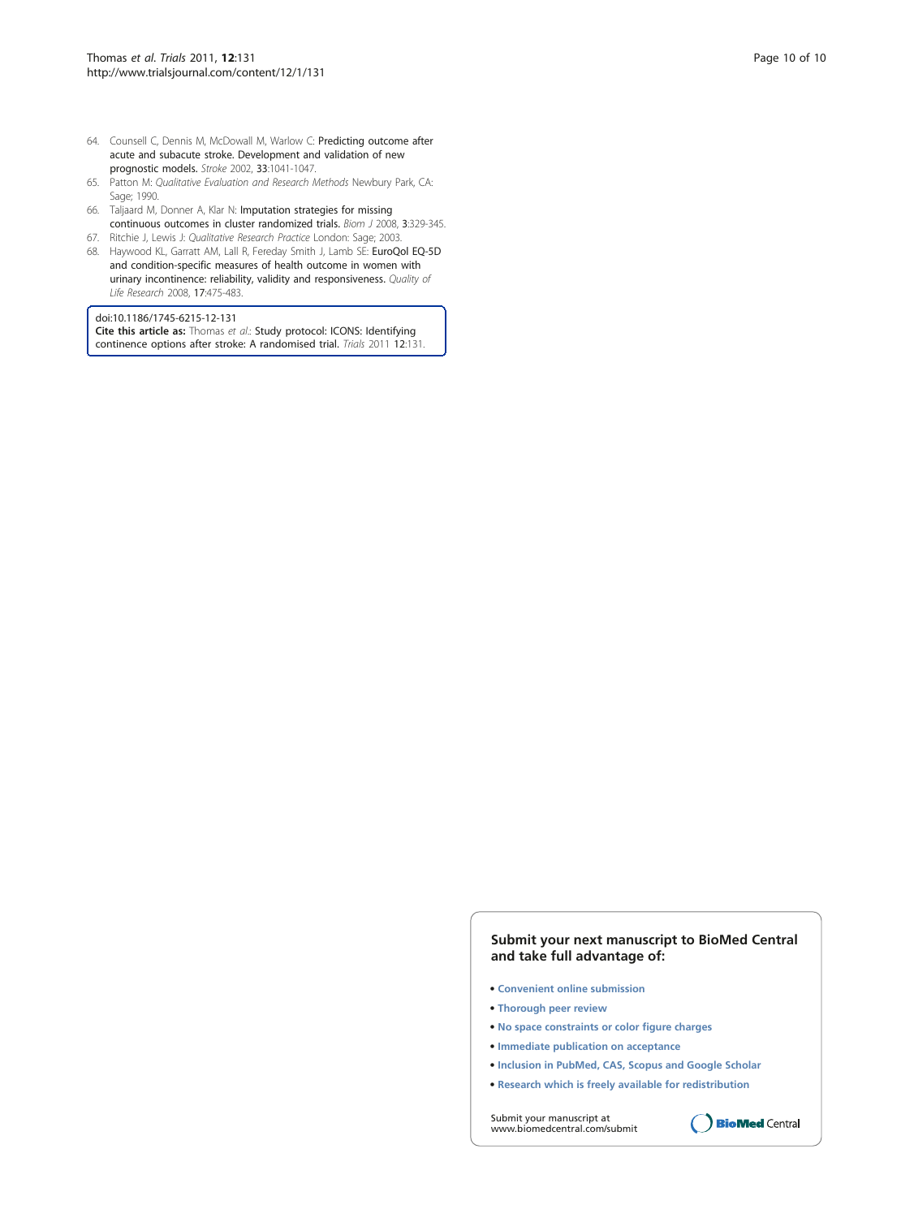64. Counsell C, Dennis M, McDowall M, Warlow C: **Predicting outcome after acute and subacute stroke. Development and validation of new prognostic models.** *Stroke* 2002, **33**:1041-1047.
65. Patton M: *Qualitative Evaluation and Research Methods* Newbury Park, CA: Sage; 1990.
66. Taljaard M, Donner A, Klar N: **Imputation strategies for missing continuous outcomes in cluster randomized trials.** *Biom J* 2008, **3**:329-345.
67. Ritchie J, Lewis J: *Qualitative Research Practice* London: Sage; 2003.
68. Haywood KL, Garratt AM, Lall R, Fereday Smith J, Lamb SE: **EuroQol EQ-5D and condition-specific measures of health outcome in women with urinary incontinence: reliability, validity and responsiveness.** *Quality of Life Research* 2008, **17**:475-483.

doi:10.1186/1745-6215-12-131
**Cite this article as:** Thomas *et al.*: Study protocol: ICONS: Identifying continence options after stroke: A randomised trial. *Trials* 2011 **12**:131.

**Submit your next manuscript to BioMed Central and take full advantage of:**

- **Convenient online submission**
- **Thorough peer review**
- **No space constraints or color figure charges**
- **Immediate publication on acceptance**
- **Inclusion in PubMed, CAS, Scopus and Google Scholar**
- **Research which is freely available for redistribution**

Submit your manuscript at
www.biomedcentral.com/submit

BioMed Central